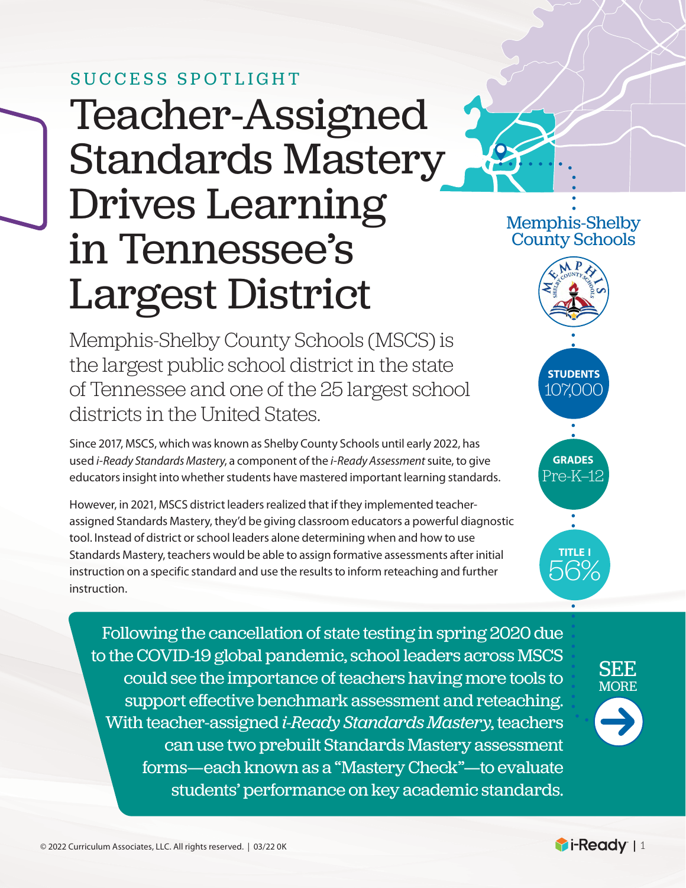SUCCESS SPOTLIGHT

# Teacher-Assigned Standards Mastery Drives Learning in Tennessee's Largest District

Memphis-Shelby County Schools (MSCS) is the largest public school district in the state of Tennessee and one of the 25 largest school districts in the United States.

Since 2017, MSCS, which was known as Shelby County Schools until early 2022, has used *i-Ready Standards Mastery*, a component of the *i-Ready Assessment* suite, to give educators insight into whether students have mastered important learning standards.

However, in 2021, MSCS district leaders realized that if they implemented teacher-assigned Standards Mastery, they'd be giving classroom educators a powerful diagnostic tool. Instead of district or school leaders alone determining when and how to use Standards Mastery, teachers would be able to assign formative assessments after initial instruction on a specific standard and use the results to inform reteaching and further instruction.

Memphis-Shelby County Schools

**STUDENTS**
107,000

**GRADES**
Pre-K–12

**TITLE I**
56%

Following the cancellation of state testing in spring 2020 due to the COVID-19 global pandemic, school leaders across MSCS could see the importance of teachers having more tools to support effective benchmark assessment and reteaching. With teacher-assigned *i-Ready Standards Mastery*, teachers can use two prebuilt Standards Mastery assessment forms—each known as a "Mastery Check"—to evaluate students' performance on key academic standards.

SEE MORE

© 2022 Curriculum Associates, LLC. All rights reserved. | 03/22 0K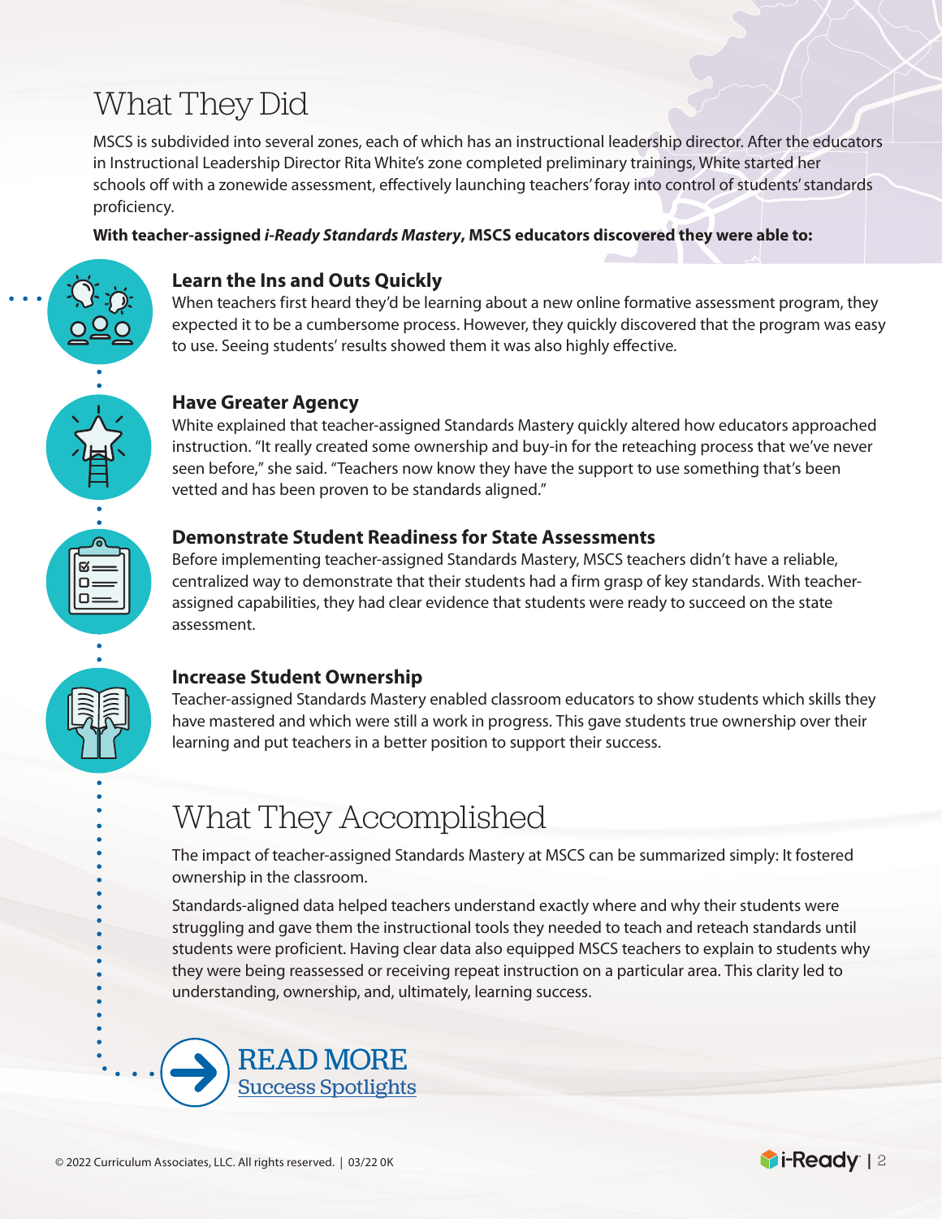# What They Did

MSCS is subdivided into several zones, each of which has an instructional leadership director. After the educators in Instructional Leadership Director Rita White's zone completed preliminary trainings, White started her schools off with a zonewide assessment, effectively launching teachers' foray into control of students' standards proficiency.

**With teacher-assigned *i-Ready Standards Mastery*, MSCS educators discovered they were able to:**

### Learn the Ins and Outs Quickly

When teachers first heard they'd be learning about a new online formative assessment program, they expected it to be a cumbersome process. However, they quickly discovered that the program was easy to use. Seeing students' results showed them it was also highly effective.

### Have Greater Agency

White explained that teacher-assigned Standards Mastery quickly altered how educators approached instruction. "It really created some ownership and buy-in for the reteaching process that we've never seen before," she said. "Teachers now know they have the support to use something that's been vetted and has been proven to be standards aligned."

### Demonstrate Student Readiness for State Assessments

Before implementing teacher-assigned Standards Mastery, MSCS teachers didn't have a reliable, centralized way to demonstrate that their students had a firm grasp of key standards. With teacher-assigned capabilities, they had clear evidence that students were ready to succeed on the state assessment.

### Increase Student Ownership

Teacher-assigned Standards Mastery enabled classroom educators to show students which skills they have mastered and which were still a work in progress. This gave students true ownership over their learning and put teachers in a better position to support their success.

# What They Accomplished

The impact of teacher-assigned Standards Mastery at MSCS can be summarized simply: It fostered ownership in the classroom.

Standards-aligned data helped teachers understand exactly where and why their students were struggling and gave them the instructional tools they needed to teach and reteach standards until students were proficient. Having clear data also equipped MSCS teachers to explain to students why they were being reassessed or receiving repeat instruction on a particular area. This clarity led to understanding, ownership, and, ultimately, learning success.

READ MORE
Success Spotlights

© 2022 Curriculum Associates, LLC. All rights reserved. | 03/22 0K